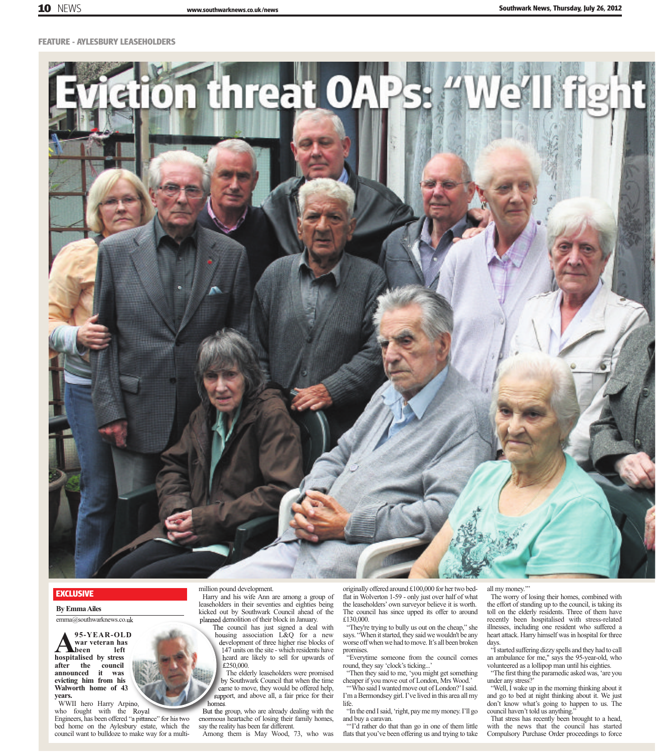FEATURE - AYLESBURY LEASEHOLDERS

# Eviction threat OAPs: "We'll fight

**EXCLUSIVE**

**By Emma Ailes**

emma@southwarknews.co.uk

**A 95-YEAR-OLD war veteran has been left hospitalised by stress after the council announced it was evicting him from his Walworth home of 43 years.**

WWII hero Harry Arpino, who fought with the Royal Engineers, has been offered "a pittance" for his two bed home on the Aylesbury estate, which the council want to bulldoze to make way for a multi-million pound development.

Harry and his wife Ann are among a group of leaseholders in their seventies and eighties being kicked out by Southwark Council ahead of the planned demolition of their block in January.

The council has just signed a deal with housing association L&Q for a new development of three higher rise blocks of 147 units on the site - which residents have heard are likely to sell for upwards of £250,000.

The elderly leaseholders were promised by Southwark Council that when the time came to move, they would be offered help, support, and above all, a fair price for their homes.

But the group, who are already dealing with the enormous heartache of losing their family homes, say the reality has been far different.

Among them is May Wood, 73, who was originally offered around £100,000 for her two bed-flat in Wolverton 1-59 - only just over half of what the leaseholders' own surveyor believe it is worth. The council has since upped its offer to around £130,000.

"They're trying to bully us out on the cheap," she says. "When it started, they said we wouldn't be any worse off when we had to move. It's all been broken promises.

"Everytime someone from the council comes round, they say 'clock's ticking...'

"Then they said to me, 'you might get something cheaper if you move out of London, Mrs Wood.'

"'Who said I wanted move out of London?' I said. I'm a Bermondsey girl. I've lived in this area all my life.

"In the end I said, 'right, pay me my money. I'll go and buy a caravan.

"'I'd rather do that than go in one of them little flats that you've been offering us and trying to take all my money.'"

The worry of losing their homes, combined with the effort of standing up to the council, is taking its toll on the elderly residents. Three of them have recently been hospitalised with stress-related illnesses, including one resident who suffered a heart attack. Harry himself was in hospital for three days.

"I started suffering dizzy spells and they had to call an ambulance for me," says the 95-year-old, who volunteered as a lollipop man until his eighties.

"The first thing the paramedic asked was, 'are you under any stress?'

"Well, I wake up in the morning thinking about it and go to bed at night thinking about it. We just don't know what's going to happen to us. The council haven't told us anything."

That stress has recently been brought to a head, with the news that the council has started Compulsory Purchase Order proceedings to force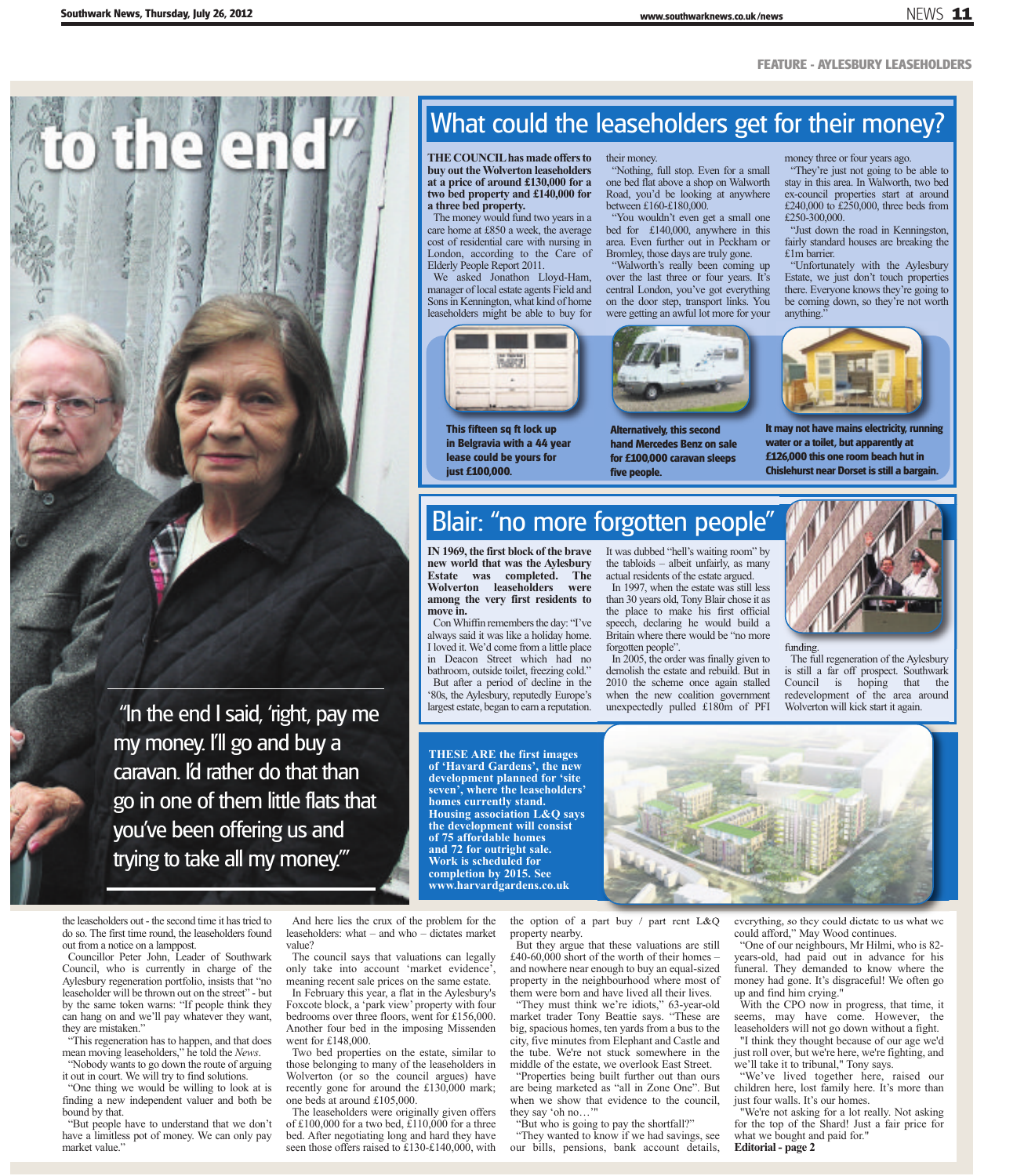FEATURE - AYLESBURY LEASEHOLDERS

to the end"

"In the end I said, 'right, pay me my money. I'll go and buy a caravan. I'd rather do that than go in one of them little flats that you've been offering us and trying to take all my money.'"

## What could the leaseholders get for their money?

**THE COUNCIL has made offers to buy out the Wolverton leaseholders at a price of around £130,000 for a two bed property and £140,000 for a three bed property.**

The money would fund two years in a care home at £850 a week, the average cost of residential care with nursing in London, according to the Care of Elderly People Report 2011.

We asked Jonathon Lloyd-Ham, manager of local estate agents Field and Sons in Kennington, what kind of home leaseholders might be able to buy for their money.

"Nothing, full stop. Even for a small one bed flat above a shop on Walworth Road, you'd be looking at anywhere between £160-£180,000.

"You wouldn't even get a small one bed for £140,000, anywhere in this area. Even further out in Peckham or Bromley, those days are truly gone.

"Walworth's really been coming up over the last three or four years. It's central London, you've got everything on the door step, transport links. You were getting an awful lot more for your money three or four years ago.

"They're just not going to be able to stay in this area. In Walworth, two bed ex-council properties start at around £240,000 to £250,000, three beds from £250-300,000.

"Just down the road in Kennington, fairly standard houses are breaking the £1m barrier.

"Unfortunately with the Aylesbury Estate, we just don't touch properties there. Everyone knows they're going to be coming down, so they're not worth anything."

This fifteen sq ft lock up in Belgravia with a 44 year lease could be yours for just £100,000.

Alternatively, this second hand Mercedes Benz on sale for £100,000 caravan sleeps five people.

It may not have mains electricity, running water or a toilet, but apparently at £126,000 this one room beach hut in Chislehurst near Dorset is still a bargain.

## Blair: "no more forgotten people"

**IN 1969, the first block of the brave new world that was the Aylesbury Estate was completed. The Wolverton leaseholders were among the very first residents to move in.**

Con Whiffin remembers the day: "I've always said it was like a holiday home. I loved it. We'd come from a little place in Deacon Street which had no bathroom, outside toilet, freezing cold."

But after a period of decline in the '80s, the Aylesbury, reputedly Europe's largest estate, began to earn a reputation.

It was dubbed "hell's waiting room" by the tabloids – albeit unfairly, as many actual residents of the estate argued.

In 1997, when the estate was still less than 30 years old, Tony Blair chose it as the place to make his first official speech, declaring he would build a Britain where there would be "no more forgotten people".

In 2005, the order was finally given to demolish the estate and rebuild. But in 2010 the scheme once again stalled when the new coalition government unexpectedly pulled £180m of PFI funding.

The full regeneration of the Aylesbury is still a far off prospect. Southwark Council is hoping that the redevelopment of the area around Wolverton will kick start it again.

**THESE ARE the first images of 'Havard Gardens', the new development planned for 'site seven', where the leaseholders' homes currently stand. Housing association L&Q says the development will consist of 75 affordable homes and 72 for outright sale. Work is scheduled for completion by 2015. See www.harvardgardens.co.uk**

the leaseholders out - the second time it has tried to do so. The first time round, the leaseholders found out from a notice on a lamppost.

Councillor Peter John, Leader of Southwark Council, who is currently in charge of the Aylesbury regeneration portfolio, insists that "no leaseholder will be thrown out on the street" - but by the same token warns: "If people think they can hang on and we'll pay whatever they want, they are mistaken."

"This regeneration has to happen, and that does mean moving leaseholders," he told the *News*.

"Nobody wants to go down the route of arguing it out in court. We will try to find solutions.

"One thing we would be willing to look at is finding a new independent valuer and both be bound by that.

"But people have to understand that we don't have a limitless pot of money. We can only pay market value."

And here lies the crux of the problem for the leaseholders: what – and who – dictates market value?

The council says that valuations can legally only take into account 'market evidence', meaning recent sale prices on the same estate.

In February this year, a flat in the Aylesbury's Foxcote block, a 'park view' property with four bedrooms over three floors, went for £156,000. Another four bed in the imposing Missenden went for £148,000.

Two bed properties on the estate, similar to those belonging to many of the leaseholders in Wolverton (or so the council argues) have recently gone for around the £130,000 mark; one beds at around £105,000.

The leaseholders were originally given offers of £100,000 for a two bed, £110,000 for a three bed. After negotiating long and hard they have seen those offers raised to £130-£140,000, with the option of a part buy / part rent L&Q property nearby.

But they argue that these valuations are still £40-60,000 short of the worth of their homes – and nowhere near enough to buy an equal-sized property in the neighbourhood where most of them were born and have lived all their lives.

"They must think we're idiots," 63-year-old market trader Tony Beattie says. "These are big, spacious homes, ten yards from a bus to the city, five minutes from Elephant and Castle and the tube. We're not stuck somewhere in the middle of the estate, we overlook East Street.

"Properties being built further out than ours are being marketed as "all in Zone One". But when we show that evidence to the council, they say 'oh no…'"

"But who is going to pay the shortfall?"

"They wanted to know if we had savings, see our bills, pensions, bank account details, everything, so they could dictate to us what we could afford," May Wood continues.

"One of our neighbours, Mr Hilmi, who is 82-years-old, had paid out in advance for his funeral. They demanded to know where the money had gone. It's disgraceful! We often go up and find him crying."

With the CPO now in progress, that time, it seems, may have come. However, the leaseholders will not go down without a fight.

"I think they thought because of our age we'd just roll over, but we're here, we're fighting, and we'll take it to tribunal," Tony says.

"We've lived together here, raised our children here, lost family here. It's more than just four walls. It's our homes.

"We're not asking for a lot really. Not asking for the top of the Shard! Just a fair price for what we bought and paid for."

**Editorial - page 2**